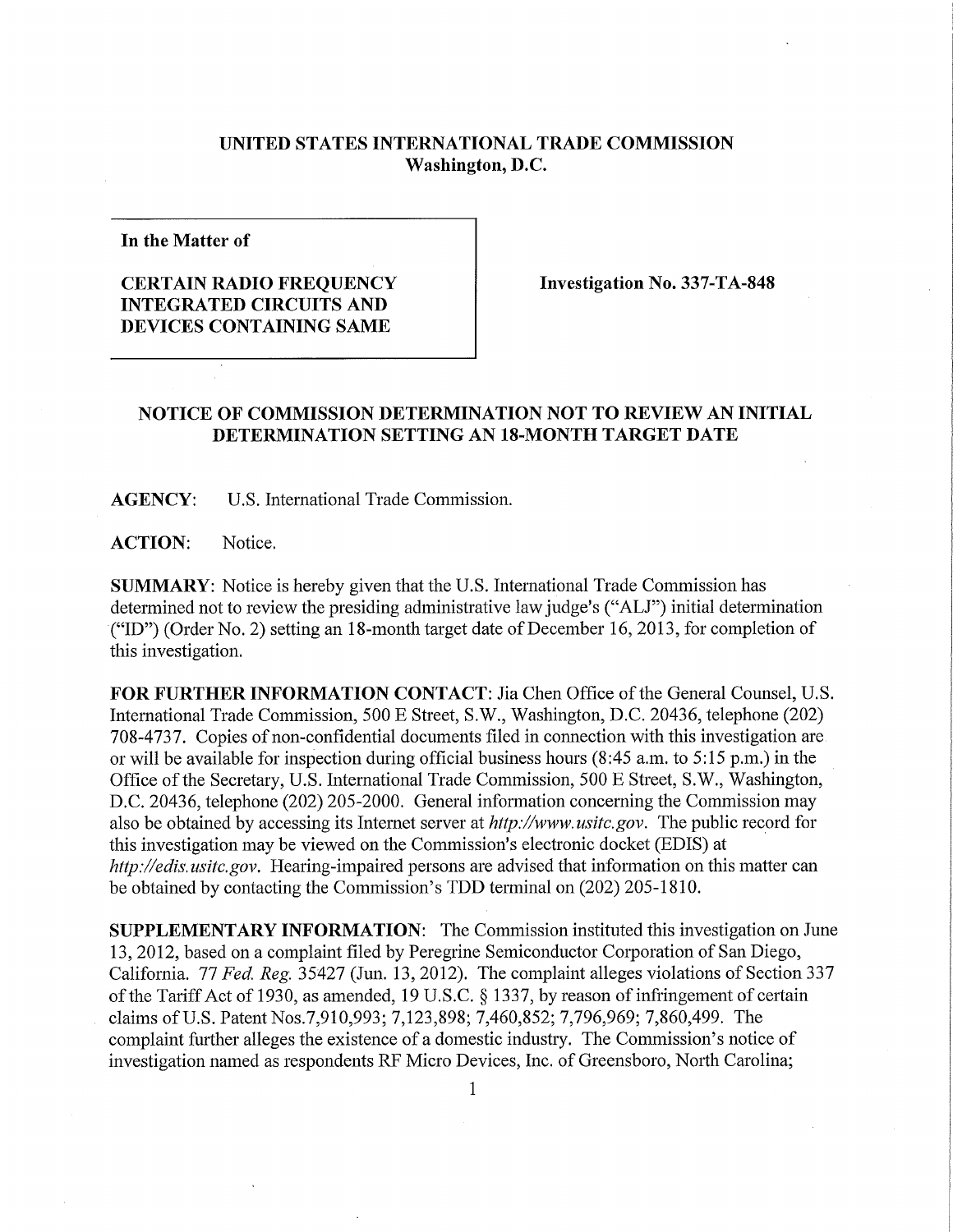**UNITED STATES INTERNATIONAL TRADE COMMISSION**
**Washington, D.C.**

**In the Matter of**

**CERTAIN RADIO FREQUENCY INTEGRATED CIRCUITS AND DEVICES CONTAINING SAME**

**Investigation No. 337-TA-848**

## NOTICE OF COMMISSION DETERMINATION NOT TO REVIEW AN INITIAL DETERMINATION SETTING AN 18-MONTH TARGET DATE

**AGENCY:** U.S. International Trade Commission.

**ACTION:** Notice.

**SUMMARY:** Notice is hereby given that the U.S. International Trade Commission has determined not to review the presiding administrative law judge's ("ALJ") initial determination ("ID") (Order No. 2) setting an 18-month target date of December 16, 2013, for completion of this investigation.

**FOR FURTHER INFORMATION CONTACT:** Jia Chen Office of the General Counsel, U.S. International Trade Commission, 500 E Street, S.W., Washington, D.C. 20436, telephone (202) 708-4737. Copies of non-confidential documents filed in connection with this investigation are or will be available for inspection during official business hours (8:45 a.m. to 5:15 p.m.) in the Office of the Secretary, U.S. International Trade Commission, 500 E Street, S.W., Washington, D.C. 20436, telephone (202) 205-2000. General information concerning the Commission may also be obtained by accessing its Internet server at *http://www.usitc.gov*. The public record for this investigation may be viewed on the Commission's electronic docket (EDIS) at *http://edis.usitc.gov*. Hearing-impaired persons are advised that information on this matter can be obtained by contacting the Commission's TDD terminal on (202) 205-1810.

**SUPPLEMENTARY INFORMATION:** The Commission instituted this investigation on June 13, 2012, based on a complaint filed by Peregrine Semiconductor Corporation of San Diego, California. 77 *Fed. Reg.* 35427 (Jun. 13, 2012). The complaint alleges violations of Section 337 of the Tariff Act of 1930, as amended, 19 U.S.C. § 1337, by reason of infringement of certain claims of U.S. Patent Nos.7,910,993; 7,123,898; 7,460,852; 7,796,969; 7,860,499. The complaint further alleges the existence of a domestic industry. The Commission's notice of investigation named as respondents RF Micro Devices, Inc. of Greensboro, North Carolina;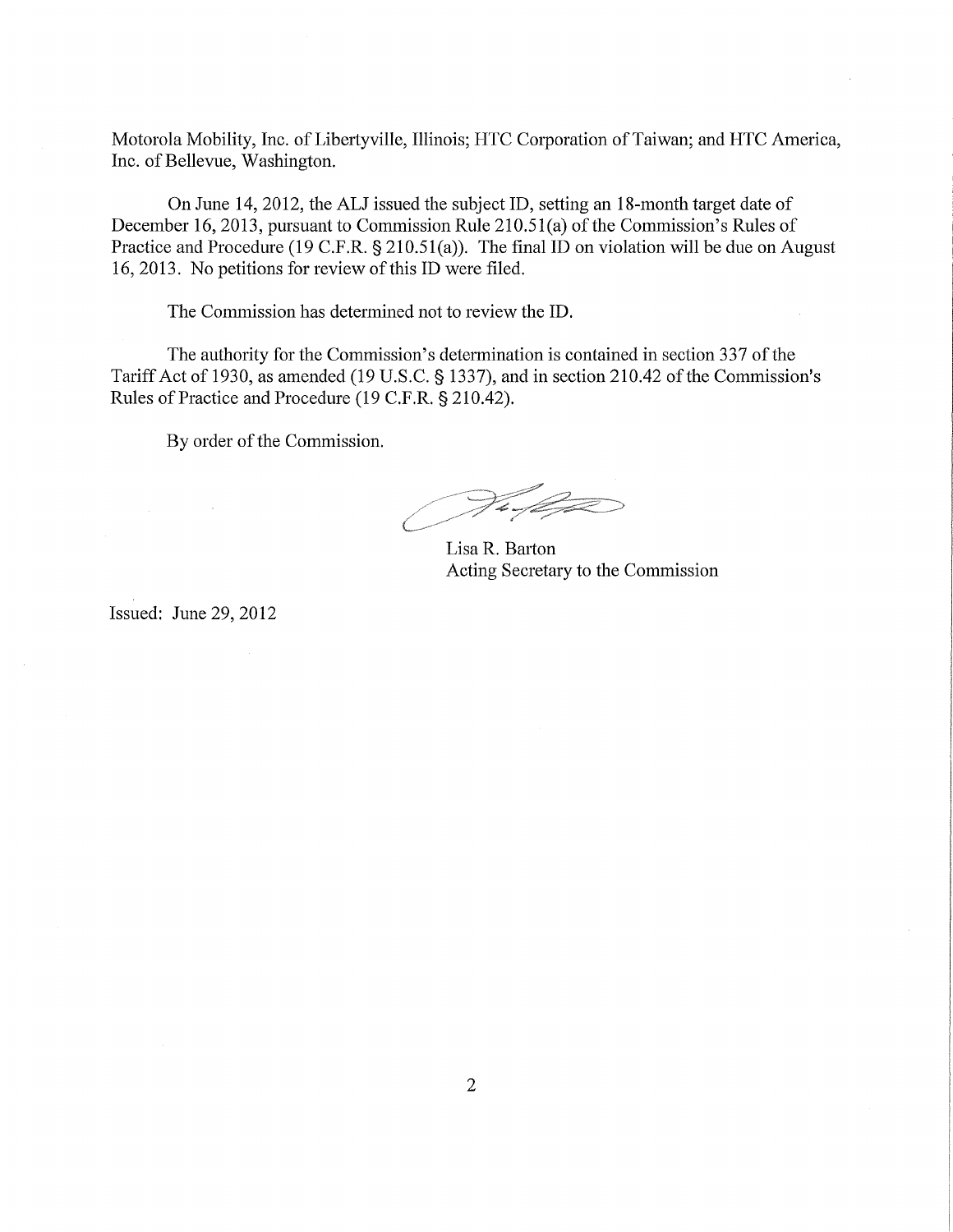Motorola Mobility, Inc. of Libertyville, Illinois; HTC Corporation of Taiwan; and HTC America, Inc. of Bellevue, Washington.

On June 14, 2012, the ALJ issued the subject ID, setting an 18-month target date of December 16, 2013, pursuant to Commission Rule 210.51(a) of the Commission's Rules of Practice and Procedure (19 C.F.R. § 210.51(a)). The final ID on violation will be due on August 16, 2013. No petitions for review of this ID were filed.

The Commission has determined not to review the ID.

The authority for the Commission's determination is contained in section 337 of the Tariff Act of 1930, as amended (19 U.S.C. § 1337), and in section 210.42 of the Commission's Rules of Practice and Procedure (19 C.F.R. § 210.42).

By order of the Commission.

Lisa R. Barton
Acting Secretary to the Commission

Issued: June 29, 2012